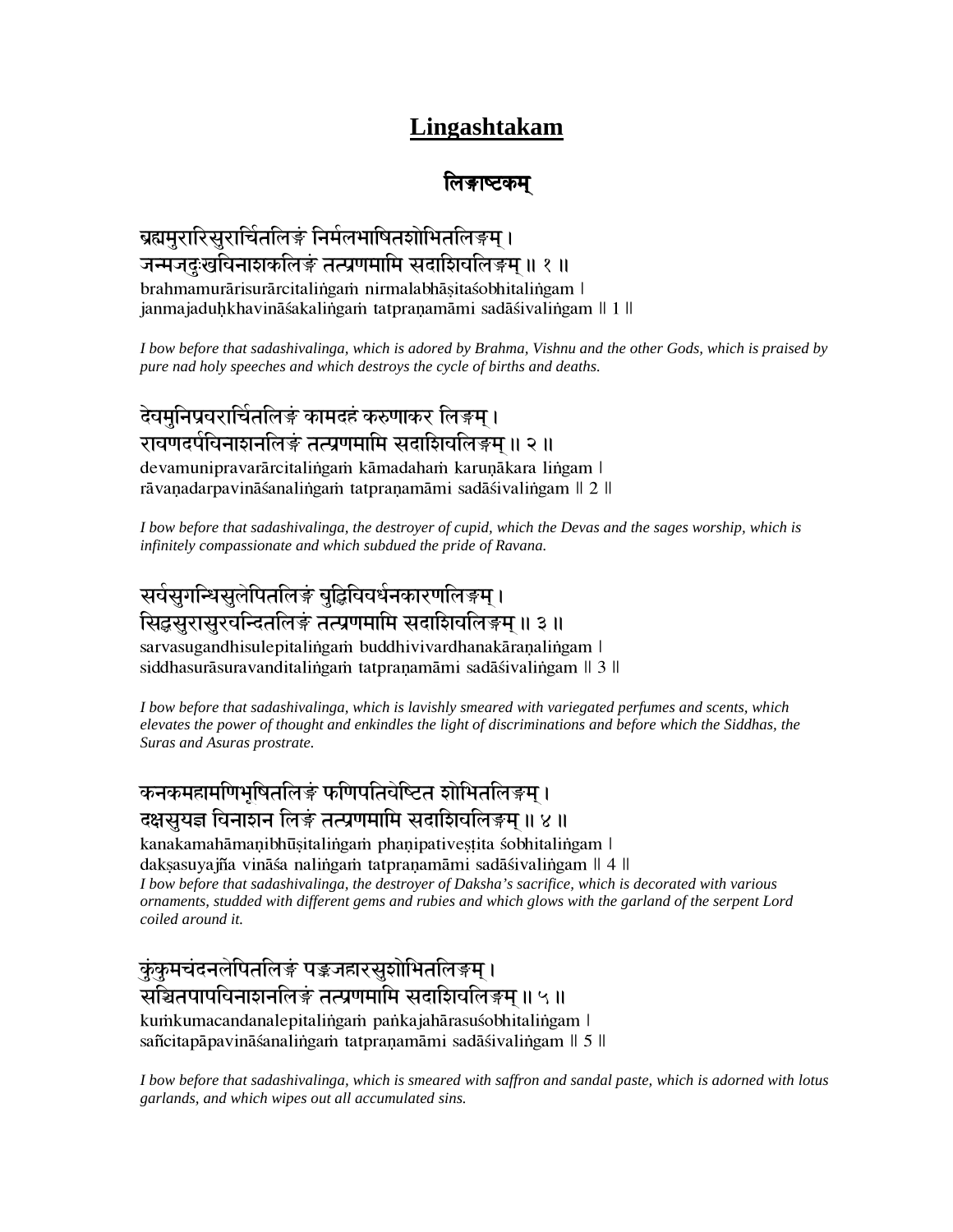# Lingashtakam

## लिङ्गाष्टकम्

### ब्रह्ममुरारिसुरार्चितलिङ्गं निर्मलभाषितशोभितलिङ्गम् ।
### जन्मजदुःखविनाशकलिङ्गं तत्प्रणमामि सदाशिवलिङ्गम् ॥ १ ॥

brahmamurārisurārcitaliṅgaṁ nirmalabhāṣitaśobhitaliṅgam |
janmajaduḥkhavināśakaliṅgaṁ tatpraṇamāmi sadāśivaliṅgam || 1 ||

*I bow before that sadashivalinga, which is adored by Brahma, Vishnu and the other Gods, which is praised by pure nad holy speeches and which destroys the cycle of births and deaths.*

### देवमुनिप्रवरार्चितलिङ्गं कामदहं करुणाकर लिङ्गम् ।
### रावणदर्पविनाशनलिङ्गं तत्प्रणमामि सदाशिवलिङ्गम् ॥ २ ॥

devamunipravarārcitaliṅgaṁ kāmadahaṁ karuṇākara liṅgam |
rāvaṇadarpavināśanaliṅgaṁ tatpraṇamāmi sadāśivaliṅgam || 2 ||

*I bow before that sadashivalinga, the destroyer of cupid, which the Devas and the sages worship, which is infinitely compassionate and which subdued the pride of Ravana.*

### सर्वसुगन्धिसुलेपितलिङ्गं बुद्धिविवर्धनकारणलिङ्गम् ।
### सिद्धसुरासुरवन्दितलिङ्गं तत्प्रणमामि सदाशिवलिङ्गम् ॥ ३ ॥

sarvasugandhisulepitaliṅgaṁ buddhivivardhanakāraṇaliṅgam |
siddhasurāsuravanditaliṅgaṁ tatpraṇamāmi sadāśivaliṅgam || 3 ||

*I bow before that sadashivalinga, which is lavishly smeared with variegated perfumes and scents, which elevates the power of thought and enkindles the light of discriminations and before which the Siddhas, the Suras and Asuras prostrate.*

### कनकमहामणिभूषितलिङ्गं फणिपतिवेष्टित शोभितलिङ्गम् ।
### दक्षसुयज्ञ विनाशन लिङ्गं तत्प्रणमामि सदाशिवलिङ्गम् ॥ ४ ॥

kanakamahāmaṇibhūṣitaliṅgaṁ phaṇipativeṣṭita śobhitaliṅgam |
dakṣasuyajña vināśa naliṅgaṁ tatpraṇamāmi sadāśivaliṅgam || 4 ||

*I bow before that sadashivalinga, the destroyer of Daksha's sacrifice, which is decorated with various ornaments, studded with different gems and rubies and which glows with the garland of the serpent Lord coiled around it.*

### कुंकुमचंदनलेपितलिङ्गं पङ्कजहारसुशोभितलिङ्गम् ।
### सञ्चितपापविनाशनलिङ्गं तत्प्रणमामि सदाशिवलिङ्गम् ॥ ५ ॥

kuṁkumacandanalepitaliṅgaṁ paṅkajahārasuśobhitaliṅgam |
sañcitapāpavināśanaliṅgaṁ tatpraṇamāmi sadāśivaliṅgam || 5 ||

*I bow before that sadashivalinga, which is smeared with saffron and sandal paste, which is adorned with lotus garlands, and which wipes out all accumulated sins.*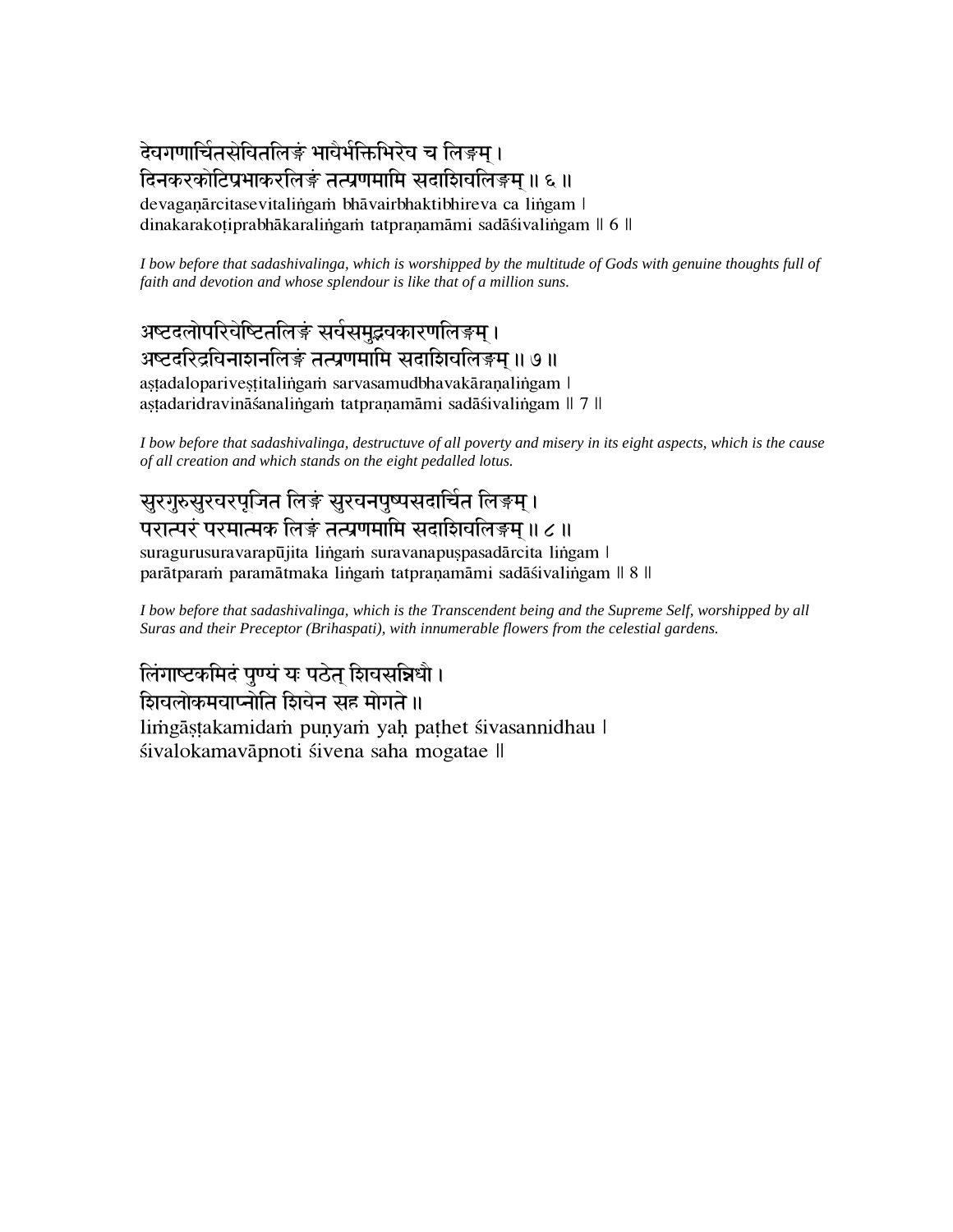देवगणार्चितसेवितलिङ्गं भावैर्भक्तिभिरेव च लिङ्गम् ।
दिनकरकोटिप्रभाकरलिङ्गं तत्प्रणमामि सदाशिवलिङ्गम् ॥ ६ ॥
devagaṇārcitasevitaliṅgaṁ bhāvairbhaktibhireva ca liṅgam ।
dinakarakoṭiprabhākaraliṅgaṁ tatpraṇamāmi sadāśivaliṅgam ॥ 6 ॥

*I bow before that sadashivalinga, which is worshipped by the multitude of Gods with genuine thoughts full of faith and devotion and whose splendour is like that of a million suns.*

अष्टदलोपरिवेष्टितलिङ्गं सर्वसमुद्भवकारणलिङ्गम् ।
अष्टदरिद्रविनाशनलिङ्गं तत्प्रणमामि सदाशिवलिङ्गम् ॥ ७ ॥
aṣṭadalopariveṣṭitaliṅgaṁ sarvasamudbhavakāraṇaliṅgam ।
aṣṭadaridravināśanaliṅgaṁ tatpraṇamāmi sadāśivaliṅgam ॥ 7 ॥

*I bow before that sadashivalinga, destructuve of all poverty and misery in its eight aspects, which is the cause of all creation and which stands on the eight pedalled lotus.*

सुरगुरुसुरवरपूजित लिङ्गं सुरवनपुष्पसदार्चित लिङ्गम् ।
परात्परं परमात्मक लिङ्गं तत्प्रणमामि सदाशिवलिङ्गम् ॥ ८ ॥
suragurusuravarapūjita liṅgaṁ suravanapuṣpasadārcita liṅgam ।
parātparaṁ paramātmaka liṅgaṁ tatpraṇamāmi sadāśivaliṅgam ॥ 8 ॥

*I bow before that sadashivalinga, which is the Transcendent being and the Supreme Self, worshipped by all Suras and their Preceptor (Brihaspati), with innumerable flowers from the celestial gardens.*

लिंगाष्टकमिदं पुण्यं यः पठेत् शिवसन्निधौ ।
शिवलोकमवाप्नोति शिवेन सह मोगते ॥
liṁgāṣṭakamidaṁ puṇyaṁ yaḥ paṭhet śivasannidhau ।
śivalokamavāpnoti śivena saha mogatae ॥